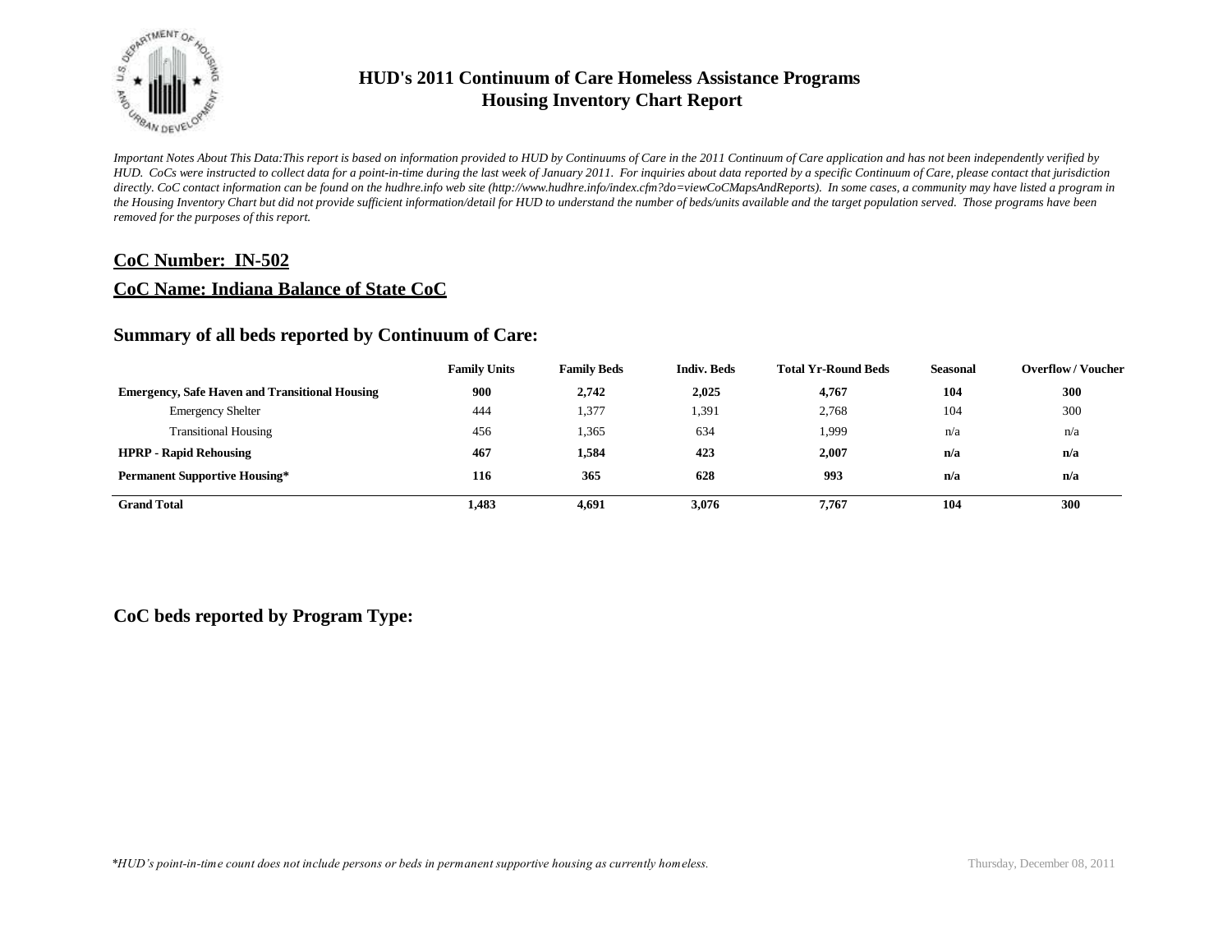# HUD's 2011 Continuum of Care Homeless Assistance Programs
# Housing Inventory Chart Report

*Important Notes About This Data:This report is based on information provided to HUD by Continuums of Care in the 2011 Continuum of Care application and has not been independently verified by HUD. CoCs were instructed to collect data for a point-in-time during the last week of January 2011. For inquiries about data reported by a specific Continuum of Care, please contact that jurisdiction directly. CoC contact information can be found on the hudhre.info web site (http://www.hudhre.info/index.cfm?do=viewCoCMapsAndReports). In some cases, a community may have listed a program in the Housing Inventory Chart but did not provide sufficient information/detail for HUD to understand the number of beds/units available and the target population served. Those programs have been removed for the purposes of this report.*

## CoC Number: IN-502

## CoC Name: Indiana Balance of State CoC

### Summary of all beds reported by Continuum of Care:

| | Family Units | Family Beds | Indiv. Beds | Total Yr-Round Beds | Seasonal | Overflow / Voucher |
|---|---|---|---|---|---|---|
| **Emergency, Safe Haven and Transitional Housing** | **900** | **2,742** | **2,025** | **4,767** | **104** | **300** |
| Emergency Shelter | 444 | 1,377 | 1,391 | 2,768 | 104 | 300 |
| Transitional Housing | 456 | 1,365 | 634 | 1,999 | n/a | n/a |
| **HPRP - Rapid Rehousing** | **467** | **1,584** | **423** | **2,007** | **n/a** | **n/a** |
| **Permanent Supportive Housing*** | **116** | **365** | **628** | **993** | **n/a** | **n/a** |
| **Grand Total** | **1,483** | **4,691** | **3,076** | **7,767** | **104** | **300** |

### CoC beds reported by Program Type:

*HUD's point-in-time count does not include persons or beds in permanent supportive housing as currently homeless.*

Thursday, December 08, 2011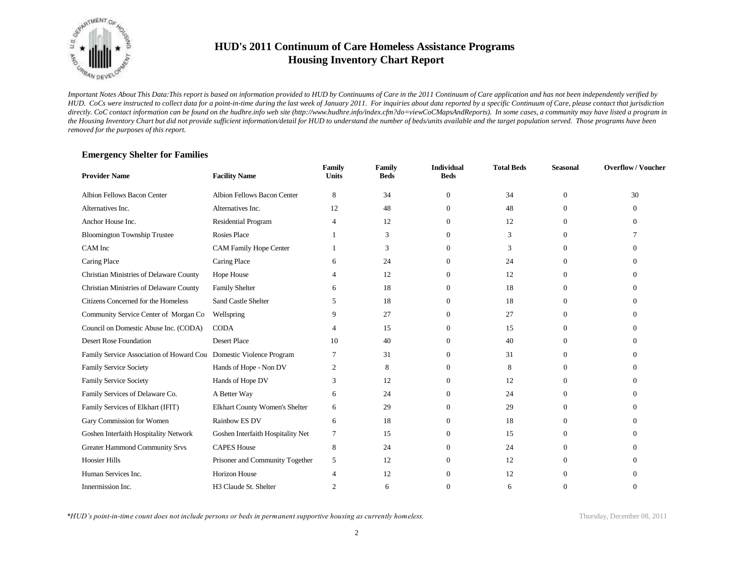# HUD's 2011 Continuum of Care Homeless Assistance Programs
# Housing Inventory Chart Report

*Important Notes About This Data:This report is based on information provided to HUD by Continuums of Care in the 2011 Continuum of Care application and has not been independently verified by HUD. CoCs were instructed to collect data for a point-in-time during the last week of January 2011. For inquiries about data reported by a specific Continuum of Care, please contact that jurisdiction directly. CoC contact information can be found on the hudhre.info web site (http://www.hudhre.info/index.cfm?do=viewCoCMapsAndReports). In some cases, a community may have listed a program in the Housing Inventory Chart but did not provide sufficient information/detail for HUD to understand the number of beds/units available and the target population served. Those programs have been removed for the purposes of this report.*

### Emergency Shelter for Families

| Provider Name | Facility Name | Family Units | Family Beds | Individual Beds | Total Beds | Seasonal | Overflow / Voucher |
|---|---|---|---|---|---|---|---|
| Albion Fellows Bacon Center | Albion Fellows Bacon Center | 8 | 34 | 0 | 34 | 0 | 30 |
| Alternatives Inc. | Alternatives Inc. | 12 | 48 | 0 | 48 | 0 | 0 |
| Anchor House Inc. | Residential Program | 4 | 12 | 0 | 12 | 0 | 0 |
| Bloomington Township Trustee | Rosies Place | 1 | 3 | 0 | 3 | 0 | 7 |
| CAM Inc | CAM Family Hope Center | 1 | 3 | 0 | 3 | 0 | 0 |
| Caring Place | Caring Place | 6 | 24 | 0 | 24 | 0 | 0 |
| Christian Ministries of Delaware County | Hope House | 4 | 12 | 0 | 12 | 0 | 0 |
| Christian Ministries of Delaware County | Family Shelter | 6 | 18 | 0 | 18 | 0 | 0 |
| Citizens Concerned for the Homeless | Sand Castle Shelter | 5 | 18 | 0 | 18 | 0 | 0 |
| Community Service Center of Morgan Co | Wellspring | 9 | 27 | 0 | 27 | 0 | 0 |
| Council on Domestic Abuse Inc. (CODA) | CODA | 4 | 15 | 0 | 15 | 0 | 0 |
| Desert Rose Foundation | Desert Place | 10 | 40 | 0 | 40 | 0 | 0 |
| Family Service Association of Howard Cou | Domestic Violence Program | 7 | 31 | 0 | 31 | 0 | 0 |
| Family Service Society | Hands of Hope - Non DV | 2 | 8 | 0 | 8 | 0 | 0 |
| Family Service Society | Hands of Hope DV | 3 | 12 | 0 | 12 | 0 | 0 |
| Family Services of Delaware Co. | A Better Way | 6 | 24 | 0 | 24 | 0 | 0 |
| Family Services of Elkhart (IFIT) | Elkhart County Women's Shelter | 6 | 29 | 0 | 29 | 0 | 0 |
| Gary Commission for Women | Rainbow ES DV | 6 | 18 | 0 | 18 | 0 | 0 |
| Goshen Interfaith Hospitality Network | Goshen Interfaith Hospitality Net | 7 | 15 | 0 | 15 | 0 | 0 |
| Greater Hammond Community Srvs | CAPES House | 8 | 24 | 0 | 24 | 0 | 0 |
| Hoosier Hills | Prisoner and Community Together | 5 | 12 | 0 | 12 | 0 | 0 |
| Human Services Inc. | Horizon House | 4 | 12 | 0 | 12 | 0 | 0 |
| Innermission Inc. | H3 Claude St. Shelter | 2 | 6 | 0 | 6 | 0 | 0 |

*\*HUD's point-in-time count does not include persons or beds in permanent supportive housing as currently homeless.*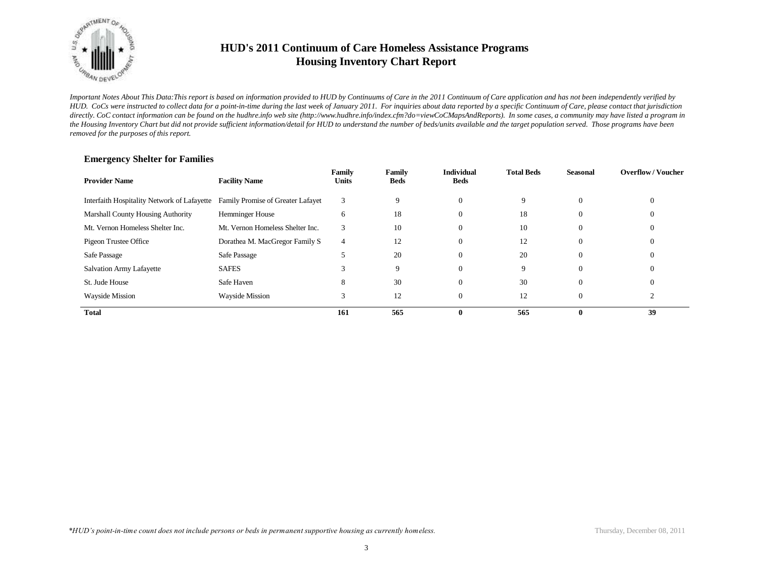# HUD's 2011 Continuum of Care Homeless Assistance Programs
# Housing Inventory Chart Report

*Important Notes About This Data:This report is based on information provided to HUD by Continuums of Care in the 2011 Continuum of Care application and has not been independently verified by HUD. CoCs were instructed to collect data for a point-in-time during the last week of January 2011. For inquiries about data reported by a specific Continuum of Care, please contact that jurisdiction directly. CoC contact information can be found on the hudhre.info web site (http://www.hudhre.info/index.cfm?do=viewCoCMapsAndReports). In some cases, a community may have listed a program in the Housing Inventory Chart but did not provide sufficient information/detail for HUD to understand the number of beds/units available and the target population served. Those programs have been removed for the purposes of this report.*

### Emergency Shelter for Families

| Provider Name | Facility Name | Family Units | Family Beds | Individual Beds | Total Beds | Seasonal | Overflow / Voucher |
|---|---|---|---|---|---|---|---|
| Interfaith Hospitality Network of Lafayette | Family Promise of Greater Lafayet | 3 | 9 | 0 | 9 | 0 | 0 |
| Marshall County Housing Authority | Hemminger House | 6 | 18 | 0 | 18 | 0 | 0 |
| Mt. Vernon Homeless Shelter Inc. | Mt. Vernon Homeless Shelter Inc. | 3 | 10 | 0 | 10 | 0 | 0 |
| Pigeon Trustee Office | Dorathea M. MacGregor Family S | 4 | 12 | 0 | 12 | 0 | 0 |
| Safe Passage | Safe Passage | 5 | 20 | 0 | 20 | 0 | 0 |
| Salvation Army Lafayette | SAFES | 3 | 9 | 0 | 9 | 0 | 0 |
| St. Jude House | Safe Haven | 8 | 30 | 0 | 30 | 0 | 0 |
| Wayside Mission | Wayside Mission | 3 | 12 | 0 | 12 | 0 | 2 |
| **Total** | | **161** | **565** | **0** | **565** | **0** | **39** |

*\*HUD's point-in-time count does not include persons or beds in permanent supportive housing as currently homeless.*

Thursday, December 08, 2011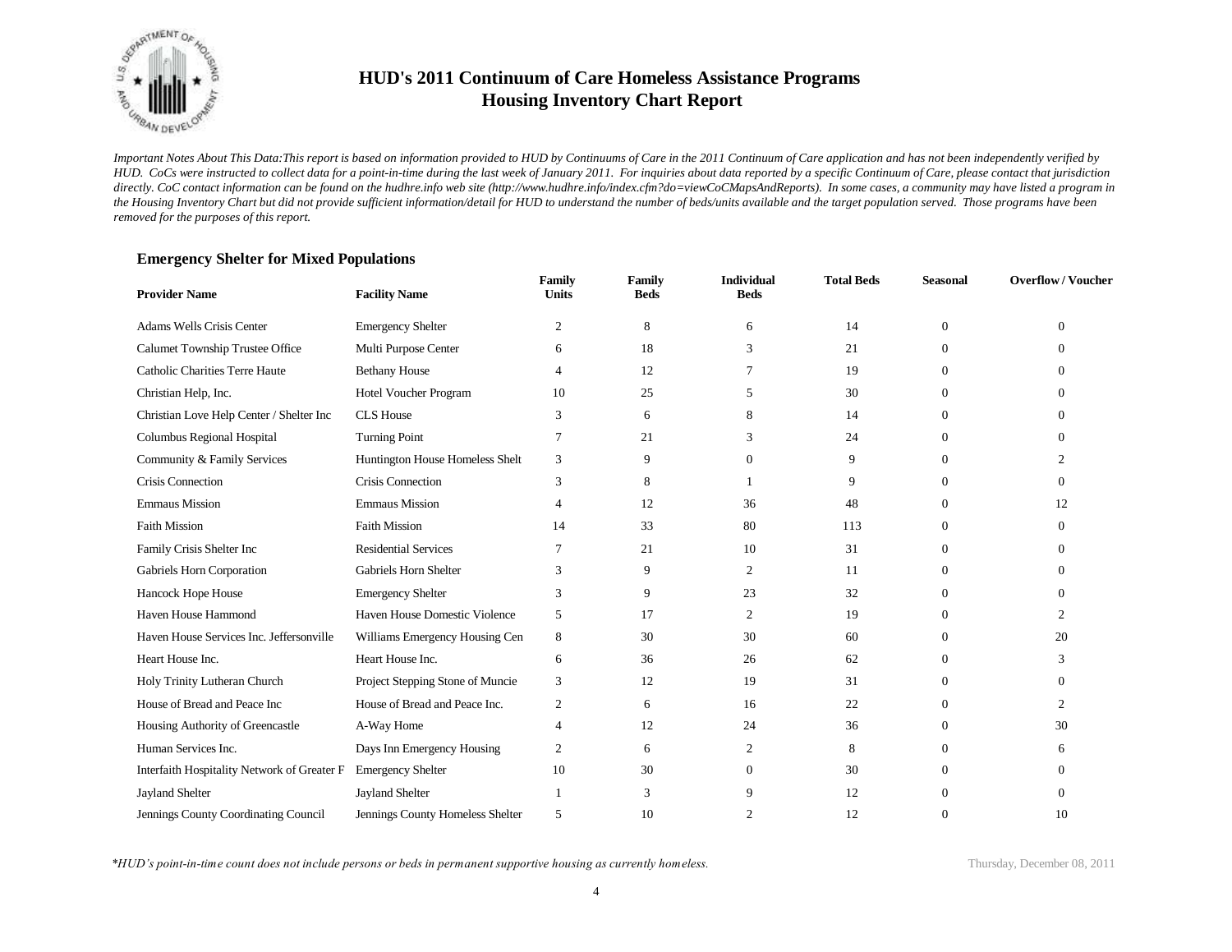# HUD's 2011 Continuum of Care Homeless Assistance Programs
# Housing Inventory Chart Report

*Important Notes About This Data:This report is based on information provided to HUD by Continuums of Care in the 2011 Continuum of Care application and has not been independently verified by HUD. CoCs were instructed to collect data for a point-in-time during the last week of January 2011. For inquiries about data reported by a specific Continuum of Care, please contact that jurisdiction directly. CoC contact information can be found on the hudhre.info web site (http://www.hudhre.info/index.cfm?do=viewCoCMapsAndReports). In some cases, a community may have listed a program in the Housing Inventory Chart but did not provide sufficient information/detail for HUD to understand the number of beds/units available and the target population served. Those programs have been removed for the purposes of this report.*

### Emergency Shelter for Mixed Populations

| Provider Name | Facility Name | Family Units | Family Beds | Individual Beds | Total Beds | Seasonal | Overflow / Voucher |
|---|---|---|---|---|---|---|---|
| Adams Wells Crisis Center | Emergency Shelter | 2 | 8 | 6 | 14 | 0 | 0 |
| Calumet Township Trustee Office | Multi Purpose Center | 6 | 18 | 3 | 21 | 0 | 0 |
| Catholic Charities Terre Haute | Bethany House | 4 | 12 | 7 | 19 | 0 | 0 |
| Christian Help, Inc. | Hotel Voucher Program | 10 | 25 | 5 | 30 | 0 | 0 |
| Christian Love Help Center / Shelter Inc | CLS House | 3 | 6 | 8 | 14 | 0 | 0 |
| Columbus Regional Hospital | Turning Point | 7 | 21 | 3 | 24 | 0 | 0 |
| Community & Family Services | Huntington House Homeless Shelt | 3 | 9 | 0 | 9 | 0 | 2 |
| Crisis Connection | Crisis Connection | 3 | 8 | 1 | 9 | 0 | 0 |
| Emmaus Mission | Emmaus Mission | 4 | 12 | 36 | 48 | 0 | 12 |
| Faith Mission | Faith Mission | 14 | 33 | 80 | 113 | 0 | 0 |
| Family Crisis Shelter Inc | Residential Services | 7 | 21 | 10 | 31 | 0 | 0 |
| Gabriels Horn Corporation | Gabriels Horn Shelter | 3 | 9 | 2 | 11 | 0 | 0 |
| Hancock Hope House | Emergency Shelter | 3 | 9 | 23 | 32 | 0 | 0 |
| Haven House Hammond | Haven House Domestic Violence | 5 | 17 | 2 | 19 | 0 | 2 |
| Haven House Services Inc. Jeffersonville | Williams Emergency Housing Cen | 8 | 30 | 30 | 60 | 0 | 20 |
| Heart House Inc. | Heart House Inc. | 6 | 36 | 26 | 62 | 0 | 3 |
| Holy Trinity Lutheran Church | Project Stepping Stone of Muncie | 3 | 12 | 19 | 31 | 0 | 0 |
| House of Bread and Peace Inc | House of Bread and Peace Inc. | 2 | 6 | 16 | 22 | 0 | 2 |
| Housing Authority of Greencastle | A-Way Home | 4 | 12 | 24 | 36 | 0 | 30 |
| Human Services Inc. | Days Inn Emergency Housing | 2 | 6 | 2 | 8 | 0 | 6 |
| Interfaith Hospitality Network of Greater F | Emergency Shelter | 10 | 30 | 0 | 30 | 0 | 0 |
| Jayland Shelter | Jayland Shelter | 1 | 3 | 9 | 12 | 0 | 0 |
| Jennings County Coordinating Council | Jennings County Homeless Shelter | 5 | 10 | 2 | 12 | 0 | 10 |

*\*HUD's point-in-time count does not include persons or beds in permanent supportive housing as currently homeless.*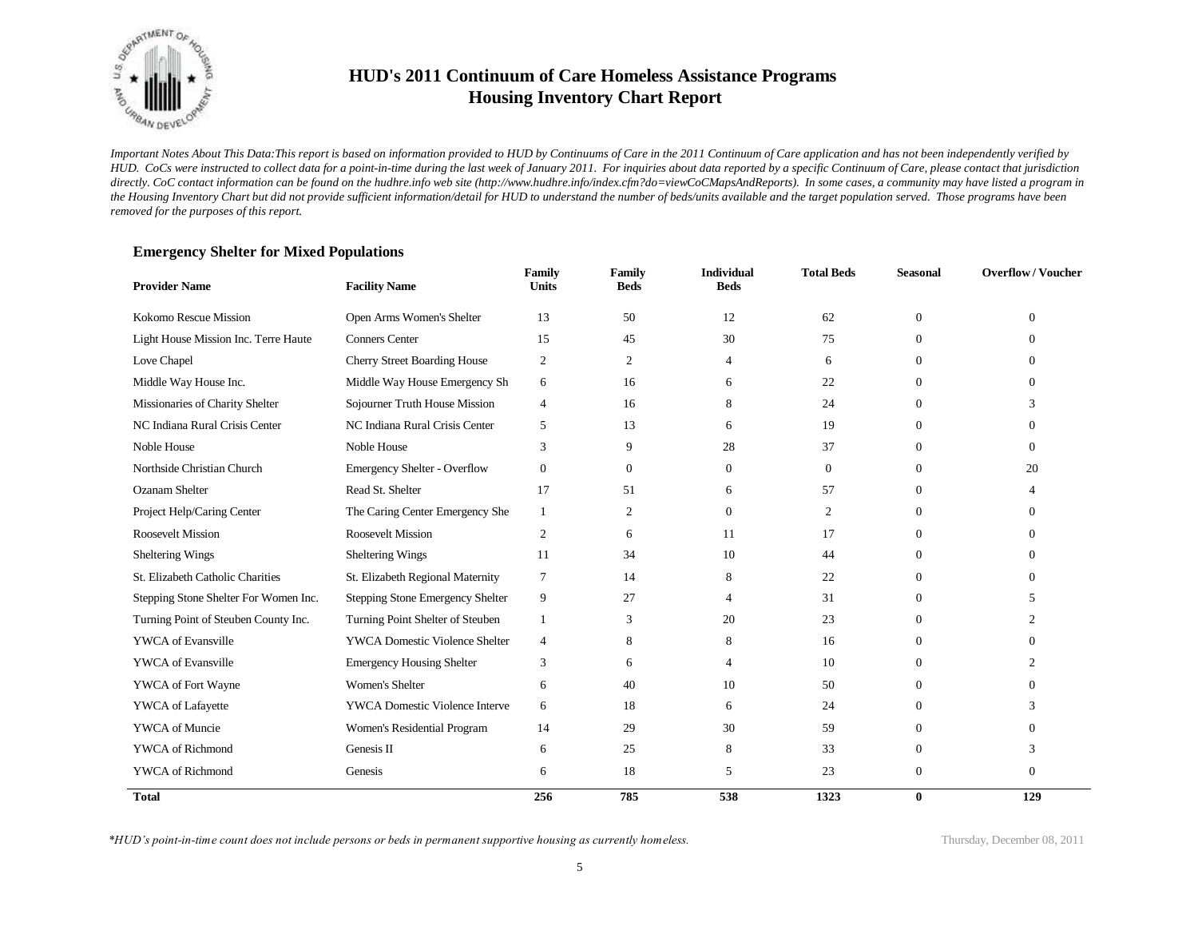# HUD's 2011 Continuum of Care Homeless Assistance Programs
# Housing Inventory Chart Report

*Important Notes About This Data:This report is based on information provided to HUD by Continuums of Care in the 2011 Continuum of Care application and has not been independently verified by HUD. CoCs were instructed to collect data for a point-in-time during the last week of January 2011. For inquiries about data reported by a specific Continuum of Care, please contact that jurisdiction directly. CoC contact information can be found on the hudhre.info web site (http://www.hudhre.info/index.cfm?do=viewCoCMapsAndReports). In some cases, a community may have listed a program in the Housing Inventory Chart but did not provide sufficient information/detail for HUD to understand the number of beds/units available and the target population served. Those programs have been removed for the purposes of this report.*

### Emergency Shelter for Mixed Populations

| Provider Name | Facility Name | Family Units | Family Beds | Individual Beds | Total Beds | Seasonal | Overflow / Voucher |
|---|---|---|---|---|---|---|---|
| Kokomo Rescue Mission | Open Arms Women's Shelter | 13 | 50 | 12 | 62 | 0 | 0 |
| Light House Mission Inc. Terre Haute | Conners Center | 15 | 45 | 30 | 75 | 0 | 0 |
| Love Chapel | Cherry Street Boarding House | 2 | 2 | 4 | 6 | 0 | 0 |
| Middle Way House Inc. | Middle Way House Emergency Sh | 6 | 16 | 6 | 22 | 0 | 0 |
| Missionaries of Charity Shelter | Sojourner Truth House Mission | 4 | 16 | 8 | 24 | 0 | 3 |
| NC Indiana Rural Crisis Center | NC Indiana Rural Crisis Center | 5 | 13 | 6 | 19 | 0 | 0 |
| Noble House | Noble House | 3 | 9 | 28 | 37 | 0 | 0 |
| Northside Christian Church | Emergency Shelter - Overflow | 0 | 0 | 0 | 0 | 0 | 20 |
| Ozanam Shelter | Read St. Shelter | 17 | 51 | 6 | 57 | 0 | 4 |
| Project Help/Caring Center | The Caring Center Emergency She | 1 | 2 | 0 | 2 | 0 | 0 |
| Roosevelt Mission | Roosevelt Mission | 2 | 6 | 11 | 17 | 0 | 0 |
| Sheltering Wings | Sheltering Wings | 11 | 34 | 10 | 44 | 0 | 0 |
| St. Elizabeth Catholic Charities | St. Elizabeth Regional Maternity | 7 | 14 | 8 | 22 | 0 | 0 |
| Stepping Stone Shelter For Women Inc. | Stepping Stone Emergency Shelter | 9 | 27 | 4 | 31 | 0 | 5 |
| Turning Point of Steuben County Inc. | Turning Point Shelter of Steuben | 1 | 3 | 20 | 23 | 0 | 2 |
| YWCA of Evansville | YWCA Domestic Violence Shelter | 4 | 8 | 8 | 16 | 0 | 0 |
| YWCA of Evansville | Emergency Housing Shelter | 3 | 6 | 4 | 10 | 0 | 2 |
| YWCA of Fort Wayne | Women's Shelter | 6 | 40 | 10 | 50 | 0 | 0 |
| YWCA of Lafayette | YWCA Domestic Violence Interve | 6 | 18 | 6 | 24 | 0 | 3 |
| YWCA of Muncie | Women's Residential Program | 14 | 29 | 30 | 59 | 0 | 0 |
| YWCA of Richmond | Genesis II | 6 | 25 | 8 | 33 | 0 | 3 |
| YWCA of Richmond | Genesis | 6 | 18 | 5 | 23 | 0 | 0 |
| **Total** | | **256** | **785** | **538** | **1323** | **0** | **129** |

*\*HUD's point-in-time count does not include persons or beds in permanent supportive housing as currently homeless.*

Thursday, December 08, 2011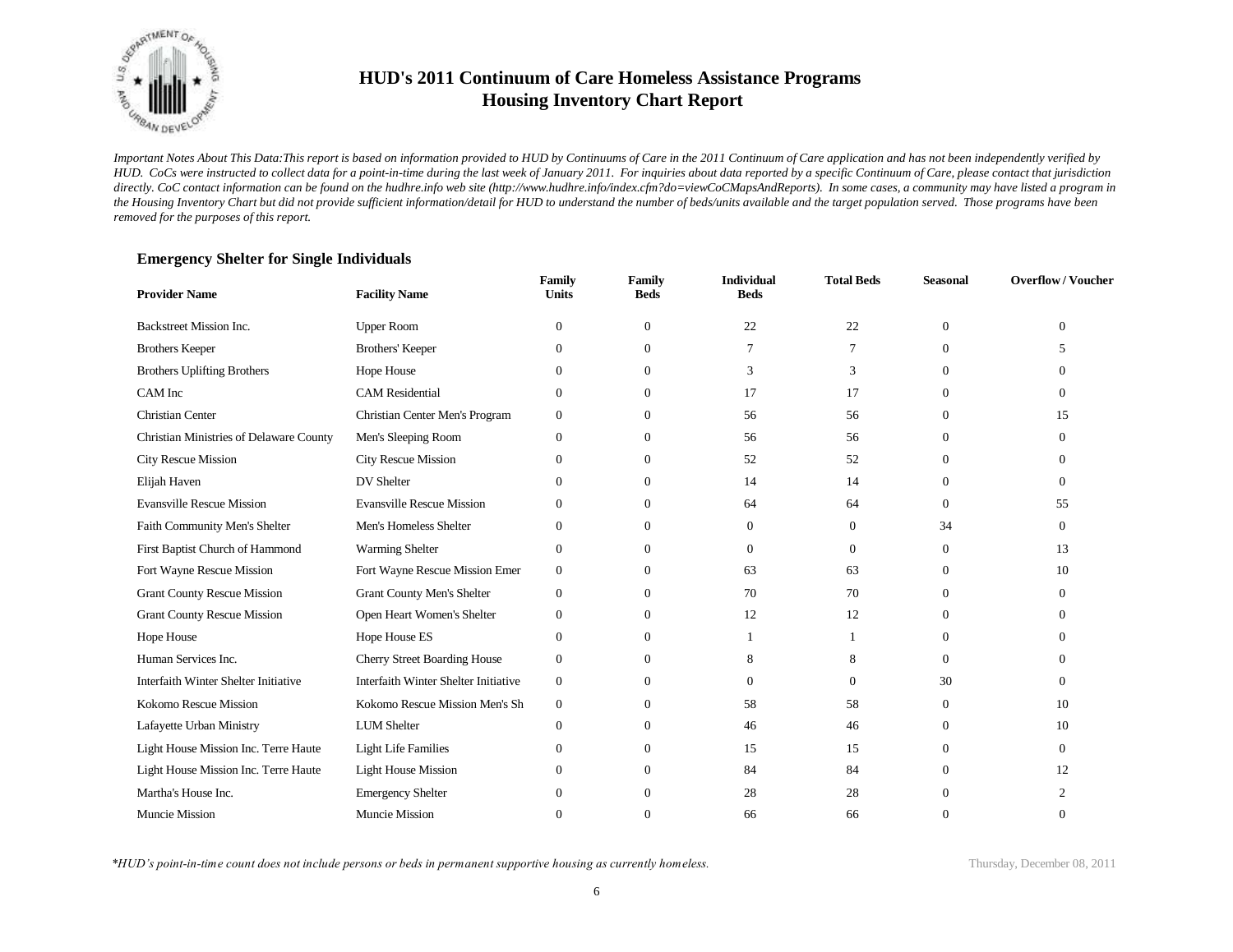# HUD's 2011 Continuum of Care Homeless Assistance Programs
## Housing Inventory Chart Report

*Important Notes About This Data:This report is based on information provided to HUD by Continuums of Care in the 2011 Continuum of Care application and has not been independently verified by HUD. CoCs were instructed to collect data for a point-in-time during the last week of January 2011. For inquiries about data reported by a specific Continuum of Care, please contact that jurisdiction directly. CoC contact information can be found on the hudhre.info web site (http://www.hudhre.info/index.cfm?do=viewCoCMapsAndReports). In some cases, a community may have listed a program in the Housing Inventory Chart but did not provide sufficient information/detail for HUD to understand the number of beds/units available and the target population served. Those programs have been removed for the purposes of this report.*

### Emergency Shelter for Single Individuals

| Provider Name | Facility Name | Family Units | Family Beds | Individual Beds | Total Beds | Seasonal | Overflow / Voucher |
|---|---|---|---|---|---|---|---|
| Backstreet Mission Inc. | Upper Room | 0 | 0 | 22 | 22 | 0 | 0 |
| Brothers Keeper | Brothers' Keeper | 0 | 0 | 7 | 7 | 0 | 5 |
| Brothers Uplifting Brothers | Hope House | 0 | 0 | 3 | 3 | 0 | 0 |
| CAM Inc | CAM Residential | 0 | 0 | 17 | 17 | 0 | 0 |
| Christian Center | Christian Center Men's Program | 0 | 0 | 56 | 56 | 0 | 15 |
| Christian Ministries of Delaware County | Men's Sleeping Room | 0 | 0 | 56 | 56 | 0 | 0 |
| City Rescue Mission | City Rescue Mission | 0 | 0 | 52 | 52 | 0 | 0 |
| Elijah Haven | DV Shelter | 0 | 0 | 14 | 14 | 0 | 0 |
| Evansville Rescue Mission | Evansville Rescue Mission | 0 | 0 | 64 | 64 | 0 | 55 |
| Faith Community Men's Shelter | Men's Homeless Shelter | 0 | 0 | 0 | 0 | 34 | 0 |
| First Baptist Church of Hammond | Warming Shelter | 0 | 0 | 0 | 0 | 0 | 13 |
| Fort Wayne Rescue Mission | Fort Wayne Rescue Mission Emer | 0 | 0 | 63 | 63 | 0 | 10 |
| Grant County Rescue Mission | Grant County Men's Shelter | 0 | 0 | 70 | 70 | 0 | 0 |
| Grant County Rescue Mission | Open Heart Women's Shelter | 0 | 0 | 12 | 12 | 0 | 0 |
| Hope House | Hope House ES | 0 | 0 | 1 | 1 | 0 | 0 |
| Human Services Inc. | Cherry Street Boarding House | 0 | 0 | 8 | 8 | 0 | 0 |
| Interfaith Winter Shelter Initiative | Interfaith Winter Shelter Initiative | 0 | 0 | 0 | 0 | 30 | 0 |
| Kokomo Rescue Mission | Kokomo Rescue Mission Men's Sh | 0 | 0 | 58 | 58 | 0 | 10 |
| Lafayette Urban Ministry | LUM Shelter | 0 | 0 | 46 | 46 | 0 | 10 |
| Light House Mission Inc. Terre Haute | Light Life Families | 0 | 0 | 15 | 15 | 0 | 0 |
| Light House Mission Inc. Terre Haute | Light House Mission | 0 | 0 | 84 | 84 | 0 | 12 |
| Martha's House Inc. | Emergency Shelter | 0 | 0 | 28 | 28 | 0 | 2 |
| Muncie Mission | Muncie Mission | 0 | 0 | 66 | 66 | 0 | 0 |

*\*HUD's point-in-time count does not include persons or beds in permanent supportive housing as currently homeless.*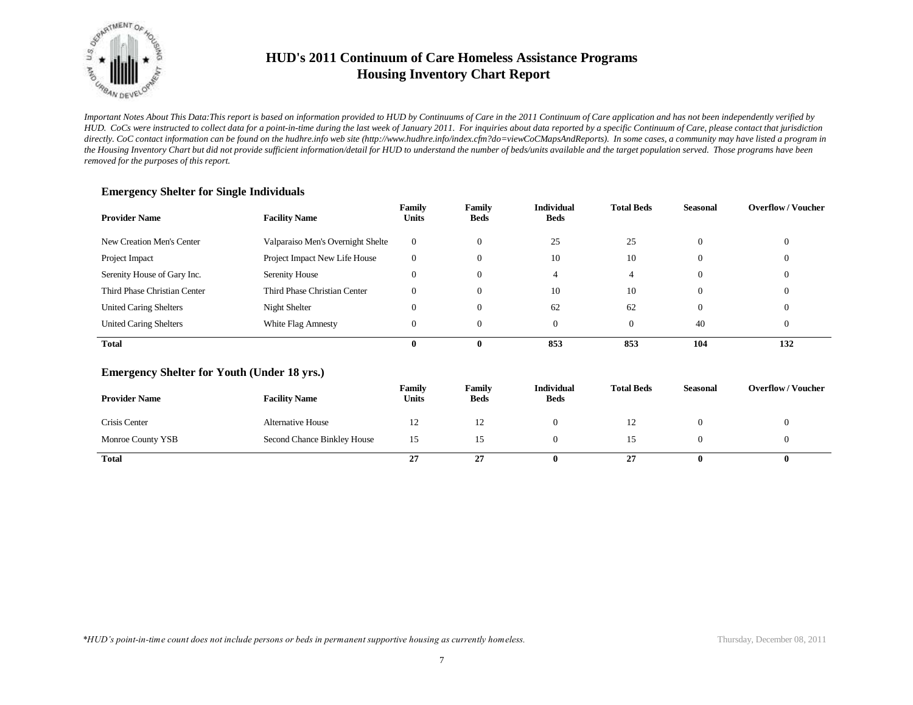# HUD's 2011 Continuum of Care Homeless Assistance Programs
# Housing Inventory Chart Report

*Important Notes About This Data:This report is based on information provided to HUD by Continuums of Care in the 2011 Continuum of Care application and has not been independently verified by HUD. CoCs were instructed to collect data for a point-in-time during the last week of January 2011. For inquiries about data reported by a specific Continuum of Care, please contact that jurisdiction directly. CoC contact information can be found on the hudhre.info web site (http://www.hudhre.info/index.cfm?do=viewCoCMapsAndReports). In some cases, a community may have listed a program in the Housing Inventory Chart but did not provide sufficient information/detail for HUD to understand the number of beds/units available and the target population served. Those programs have been removed for the purposes of this report.*

### Emergency Shelter for Single Individuals

| Provider Name | Facility Name | Family Units | Family Beds | Individual Beds | Total Beds | Seasonal | Overflow / Voucher |
|---|---|---|---|---|---|---|---|
| New Creation Men's Center | Valparaiso Men's Overnight Shelte | 0 | 0 | 25 | 25 | 0 | 0 |
| Project Impact | Project Impact New Life House | 0 | 0 | 10 | 10 | 0 | 0 |
| Serenity House of Gary Inc. | Serenity House | 0 | 0 | 4 | 4 | 0 | 0 |
| Third Phase Christian Center | Third Phase Christian Center | 0 | 0 | 10 | 10 | 0 | 0 |
| United Caring Shelters | Night Shelter | 0 | 0 | 62 | 62 | 0 | 0 |
| United Caring Shelters | White Flag Amnesty | 0 | 0 | 0 | 0 | 40 | 0 |
| **Total** | | **0** | **0** | **853** | **853** | **104** | **132** |

### Emergency Shelter for Youth (Under 18 yrs.)

| Provider Name | Facility Name | Family Units | Family Beds | Individual Beds | Total Beds | Seasonal | Overflow / Voucher |
|---|---|---|---|---|---|---|---|
| Crisis Center | Alternative House | 12 | 12 | 0 | 12 | 0 | 0 |
| Monroe County YSB | Second Chance Binkley House | 15 | 15 | 0 | 15 | 0 | 0 |
| **Total** | | **27** | **27** | **0** | **27** | **0** | **0** |

*\*HUD's point-in-time count does not include persons or beds in permanent supportive housing as currently homeless.*

Thursday, December 08, 2011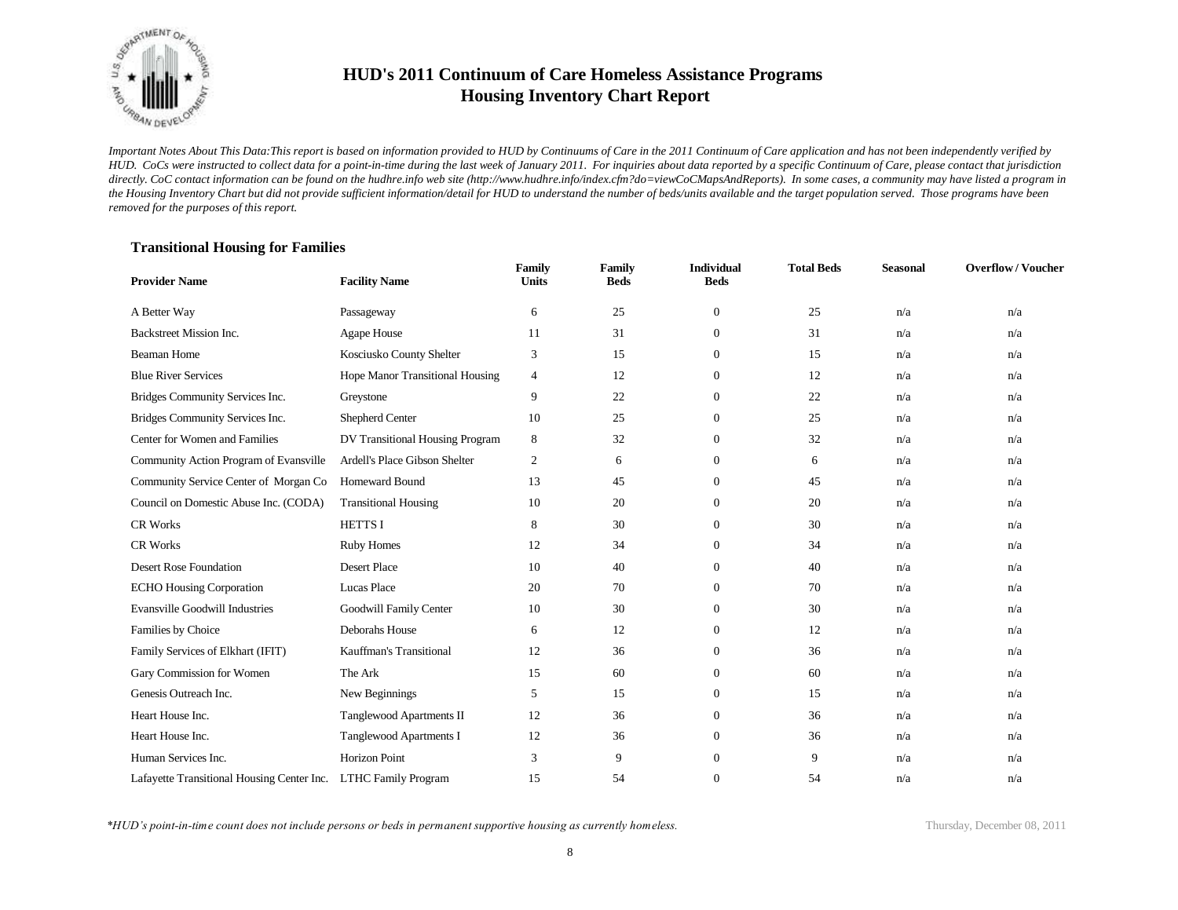# HUD's 2011 Continuum of Care Homeless Assistance Programs
## Housing Inventory Chart Report

*Important Notes About This Data:This report is based on information provided to HUD by Continuums of Care in the 2011 Continuum of Care application and has not been independently verified by HUD. CoCs were instructed to collect data for a point-in-time during the last week of January 2011. For inquiries about data reported by a specific Continuum of Care, please contact that jurisdiction directly. CoC contact information can be found on the hudhre.info web site (http://www.hudhre.info/index.cfm?do=viewCoCMapsAndReports). In some cases, a community may have listed a program in the Housing Inventory Chart but did not provide sufficient information/detail for HUD to understand the number of beds/units available and the target population served. Those programs have been removed for the purposes of this report.*

### Transitional Housing for Families

| Provider Name | Facility Name | Family Units | Family Beds | Individual Beds | Total Beds | Seasonal | Overflow / Voucher |
|---|---|---|---|---|---|---|---|
| A Better Way | Passageway | 6 | 25 | 0 | 25 | n/a | n/a |
| Backstreet Mission Inc. | Agape House | 11 | 31 | 0 | 31 | n/a | n/a |
| Beaman Home | Kosciusko County Shelter | 3 | 15 | 0 | 15 | n/a | n/a |
| Blue River Services | Hope Manor Transitional Housing | 4 | 12 | 0 | 12 | n/a | n/a |
| Bridges Community Services Inc. | Greystone | 9 | 22 | 0 | 22 | n/a | n/a |
| Bridges Community Services Inc. | Shepherd Center | 10 | 25 | 0 | 25 | n/a | n/a |
| Center for Women and Families | DV Transitional Housing Program | 8 | 32 | 0 | 32 | n/a | n/a |
| Community Action Program of Evansville | Ardell's Place Gibson Shelter | 2 | 6 | 0 | 6 | n/a | n/a |
| Community Service Center of Morgan Co | Homeward Bound | 13 | 45 | 0 | 45 | n/a | n/a |
| Council on Domestic Abuse Inc. (CODA) | Transitional Housing | 10 | 20 | 0 | 20 | n/a | n/a |
| CR Works | HETTS I | 8 | 30 | 0 | 30 | n/a | n/a |
| CR Works | Ruby Homes | 12 | 34 | 0 | 34 | n/a | n/a |
| Desert Rose Foundation | Desert Place | 10 | 40 | 0 | 40 | n/a | n/a |
| ECHO Housing Corporation | Lucas Place | 20 | 70 | 0 | 70 | n/a | n/a |
| Evansville Goodwill Industries | Goodwill Family Center | 10 | 30 | 0 | 30 | n/a | n/a |
| Families by Choice | Deborahs House | 6 | 12 | 0 | 12 | n/a | n/a |
| Family Services of Elkhart (IFIT) | Kauffman's Transitional | 12 | 36 | 0 | 36 | n/a | n/a |
| Gary Commission for Women | The Ark | 15 | 60 | 0 | 60 | n/a | n/a |
| Genesis Outreach Inc. | New Beginnings | 5 | 15 | 0 | 15 | n/a | n/a |
| Heart House Inc. | Tanglewood Apartments II | 12 | 36 | 0 | 36 | n/a | n/a |
| Heart House Inc. | Tanglewood Apartments I | 12 | 36 | 0 | 36 | n/a | n/a |
| Human Services Inc. | Horizon Point | 3 | 9 | 0 | 9 | n/a | n/a |
| Lafayette Transitional Housing Center Inc. | LTHC Family Program | 15 | 54 | 0 | 54 | n/a | n/a |

*\*HUD's point-in-time count does not include persons or beds in permanent supportive housing as currently homeless.*

Thursday, December 08, 2011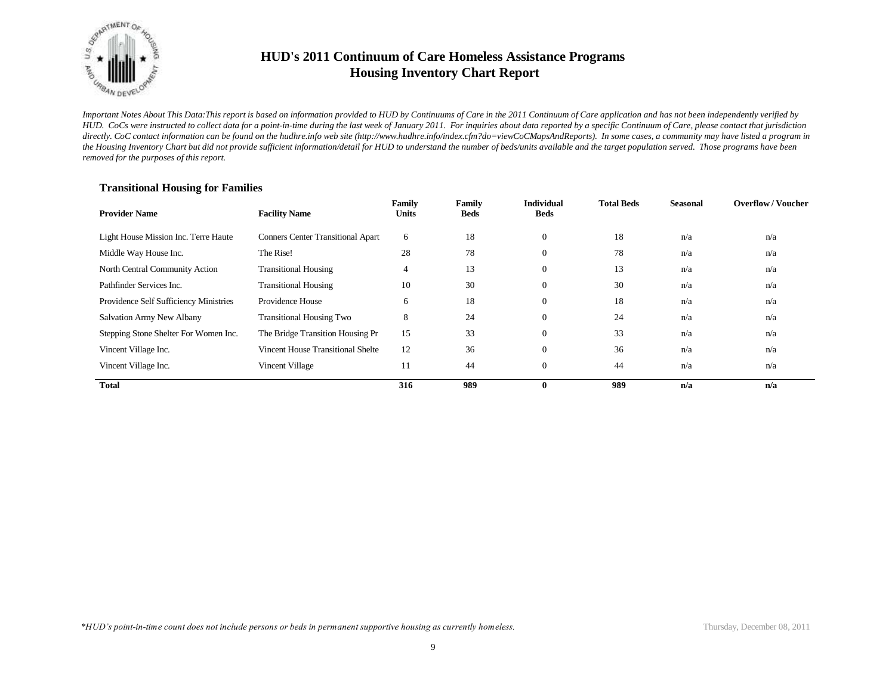# HUD's 2011 Continuum of Care Homeless Assistance Programs
# Housing Inventory Chart Report

*Important Notes About This Data:This report is based on information provided to HUD by Continuums of Care in the 2011 Continuum of Care application and has not been independently verified by HUD. CoCs were instructed to collect data for a point-in-time during the last week of January 2011. For inquiries about data reported by a specific Continuum of Care, please contact that jurisdiction directly. CoC contact information can be found on the hudhre.info web site (http://www.hudhre.info/index.cfm?do=viewCoCMapsAndReports). In some cases, a community may have listed a program in the Housing Inventory Chart but did not provide sufficient information/detail for HUD to understand the number of beds/units available and the target population served. Those programs have been removed for the purposes of this report.*

### Transitional Housing for Families

| Provider Name | Facility Name | Family Units | Family Beds | Individual Beds | Total Beds | Seasonal | Overflow / Voucher |
|---|---|---|---|---|---|---|---|
| Light House Mission Inc. Terre Haute | Conners Center Transitional Apart | 6 | 18 | 0 | 18 | n/a | n/a |
| Middle Way House Inc. | The Rise! | 28 | 78 | 0 | 78 | n/a | n/a |
| North Central Community Action | Transitional Housing | 4 | 13 | 0 | 13 | n/a | n/a |
| Pathfinder Services Inc. | Transitional Housing | 10 | 30 | 0 | 30 | n/a | n/a |
| Providence Self Sufficiency Ministries | Providence House | 6 | 18 | 0 | 18 | n/a | n/a |
| Salvation Army New Albany | Transitional Housing Two | 8 | 24 | 0 | 24 | n/a | n/a |
| Stepping Stone Shelter For Women Inc. | The Bridge Transition Housing Pr | 15 | 33 | 0 | 33 | n/a | n/a |
| Vincent Village Inc. | Vincent House Transitional Shelte | 12 | 36 | 0 | 36 | n/a | n/a |
| Vincent Village Inc. | Vincent Village | 11 | 44 | 0 | 44 | n/a | n/a |
| **Total** | | **316** | **989** | **0** | **989** | **n/a** | **n/a** |

*\*HUD's point-in-time count does not include persons or beds in permanent supportive housing as currently homeless.*

Thursday, December 08, 2011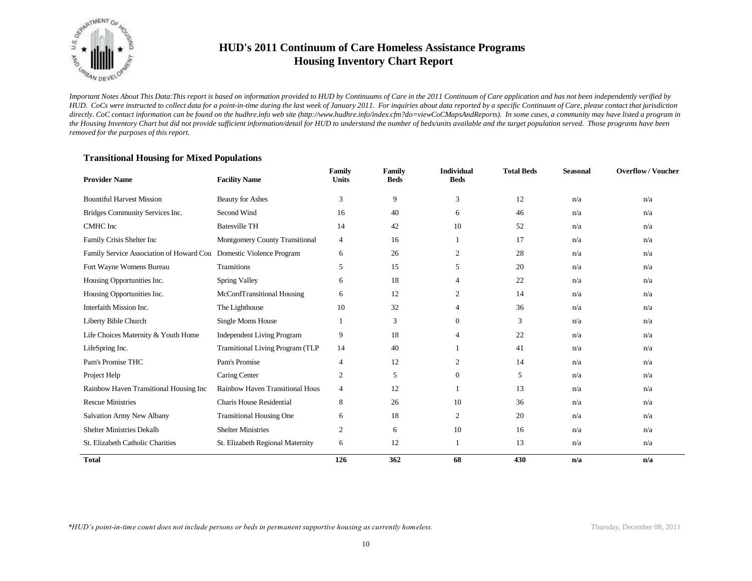# HUD's 2011 Continuum of Care Homeless Assistance Programs
## Housing Inventory Chart Report

*Important Notes About This Data:This report is based on information provided to HUD by Continuums of Care in the 2011 Continuum of Care application and has not been independently verified by HUD. CoCs were instructed to collect data for a point-in-time during the last week of January 2011. For inquiries about data reported by a specific Continuum of Care, please contact that jurisdiction directly. CoC contact information can be found on the hudhre.info web site (http://www.hudhre.info/index.cfm?do=viewCoCMapsAndReports). In some cases, a community may have listed a program in the Housing Inventory Chart but did not provide sufficient information/detail for HUD to understand the number of beds/units available and the target population served. Those programs have been removed for the purposes of this report.*

### Transitional Housing for Mixed Populations

| Provider Name | Facility Name | Family Units | Family Beds | Individual Beds | Total Beds | Seasonal | Overflow / Voucher |
|---|---|---|---|---|---|---|---|
| Bountiful Harvest Mission | Beauty for Ashes | 3 | 9 | 3 | 12 | n/a | n/a |
| Bridges Community Services Inc. | Second Wind | 16 | 40 | 6 | 46 | n/a | n/a |
| CMHC Inc | Batesville TH | 14 | 42 | 10 | 52 | n/a | n/a |
| Family Crisis Shelter Inc | Montgomery County Transitional | 4 | 16 | 1 | 17 | n/a | n/a |
| Family Service Association of Howard Cou | Domestic Violence Program | 6 | 26 | 2 | 28 | n/a | n/a |
| Fort Wayne Womens Bureau | Transitions | 5 | 15 | 5 | 20 | n/a | n/a |
| Housing Opportunities Inc. | Spring Valley | 6 | 18 | 4 | 22 | n/a | n/a |
| Housing Opportunities Inc. | McCordTransitional Housing | 6 | 12 | 2 | 14 | n/a | n/a |
| Interfaith Mission Inc. | The Lighthouse | 10 | 32 | 4 | 36 | n/a | n/a |
| Liberty Bible Church | Single Moms House | 1 | 3 | 0 | 3 | n/a | n/a |
| Life Choices Maternity & Youth Home | Independent Living Program | 9 | 18 | 4 | 22 | n/a | n/a |
| LifeSpring Inc. | Transitional Living Program (TLP | 14 | 40 | 1 | 41 | n/a | n/a |
| Pam's Promise THC | Pam's Promise | 4 | 12 | 2 | 14 | n/a | n/a |
| Project Help | Caring Center | 2 | 5 | 0 | 5 | n/a | n/a |
| Rainbow Haven Transitional Housing Inc | Rainbow Haven Transitional Hous | 4 | 12 | 1 | 13 | n/a | n/a |
| Rescue Ministries | Charis House Residential | 8 | 26 | 10 | 36 | n/a | n/a |
| Salvation Army New Albany | Transitional Housing One | 6 | 18 | 2 | 20 | n/a | n/a |
| Shelter Ministries Dekalb | Shelter Ministries | 2 | 6 | 10 | 16 | n/a | n/a |
| St. Elizabeth Catholic Charities | St. Elizabeth Regional Maternity | 6 | 12 | 1 | 13 | n/a | n/a |
| **Total** | | **126** | **362** | **68** | **430** | **n/a** | **n/a** |

*\*HUD's point-in-time count does not include persons or beds in permanent supportive housing as currently homeless.*

Thursday, December 08, 2011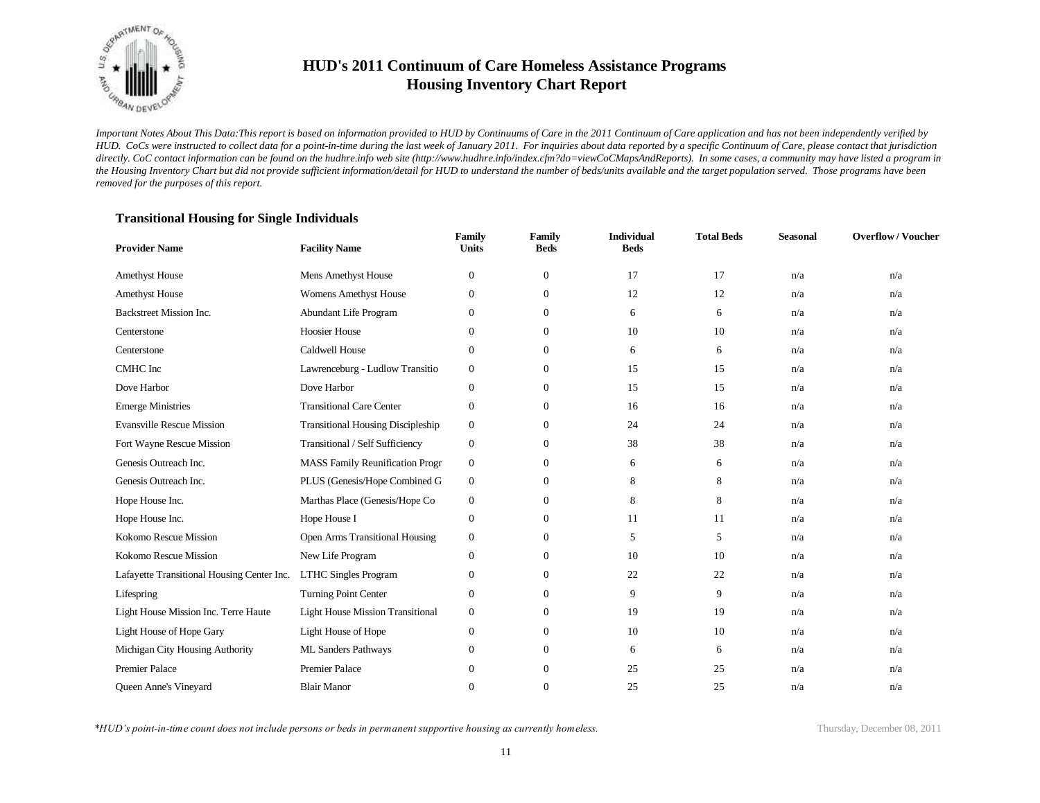# HUD's 2011 Continuum of Care Homeless Assistance Programs
## Housing Inventory Chart Report

*Important Notes About This Data:This report is based on information provided to HUD by Continuums of Care in the 2011 Continuum of Care application and has not been independently verified by HUD. CoCs were instructed to collect data for a point-in-time during the last week of January 2011. For inquiries about data reported by a specific Continuum of Care, please contact that jurisdiction directly. CoC contact information can be found on the hudhre.info web site (http://www.hudhre.info/index.cfm?do=viewCoCMapsAndReports). In some cases, a community may have listed a program in the Housing Inventory Chart but did not provide sufficient information/detail for HUD to understand the number of beds/units available and the target population served. Those programs have been removed for the purposes of this report.*

### Transitional Housing for Single Individuals

| Provider Name | Facility Name | Family Units | Family Beds | Individual Beds | Total Beds | Seasonal | Overflow / Voucher |
|---|---|---|---|---|---|---|---|
| Amethyst House | Mens Amethyst House | 0 | 0 | 17 | 17 | n/a | n/a |
| Amethyst House | Womens Amethyst House | 0 | 0 | 12 | 12 | n/a | n/a |
| Backstreet Mission Inc. | Abundant Life Program | 0 | 0 | 6 | 6 | n/a | n/a |
| Centerstone | Hoosier House | 0 | 0 | 10 | 10 | n/a | n/a |
| Centerstone | Caldwell House | 0 | 0 | 6 | 6 | n/a | n/a |
| CMHC Inc | Lawrenceburg - Ludlow Transitio | 0 | 0 | 15 | 15 | n/a | n/a |
| Dove Harbor | Dove Harbor | 0 | 0 | 15 | 15 | n/a | n/a |
| Emerge Ministries | Transitional Care Center | 0 | 0 | 16 | 16 | n/a | n/a |
| Evansville Rescue Mission | Transitional Housing Discipleship | 0 | 0 | 24 | 24 | n/a | n/a |
| Fort Wayne Rescue Mission | Transitional / Self Sufficiency | 0 | 0 | 38 | 38 | n/a | n/a |
| Genesis Outreach Inc. | MASS Family Reunification Progr | 0 | 0 | 6 | 6 | n/a | n/a |
| Genesis Outreach Inc. | PLUS (Genesis/Hope Combined G | 0 | 0 | 8 | 8 | n/a | n/a |
| Hope House Inc. | Marthas Place (Genesis/Hope Co | 0 | 0 | 8 | 8 | n/a | n/a |
| Hope House Inc. | Hope House I | 0 | 0 | 11 | 11 | n/a | n/a |
| Kokomo Rescue Mission | Open Arms Transitional Housing | 0 | 0 | 5 | 5 | n/a | n/a |
| Kokomo Rescue Mission | New Life Program | 0 | 0 | 10 | 10 | n/a | n/a |
| Lafayette Transitional Housing Center Inc. | LTHC Singles Program | 0 | 0 | 22 | 22 | n/a | n/a |
| Lifespring | Turning Point Center | 0 | 0 | 9 | 9 | n/a | n/a |
| Light House Mission Inc. Terre Haute | Light House Mission Transitional | 0 | 0 | 19 | 19 | n/a | n/a |
| Light House of Hope Gary | Light House of Hope | 0 | 0 | 10 | 10 | n/a | n/a |
| Michigan City Housing Authority | ML Sanders Pathways | 0 | 0 | 6 | 6 | n/a | n/a |
| Premier Palace | Premier Palace | 0 | 0 | 25 | 25 | n/a | n/a |
| Queen Anne's Vineyard | Blair Manor | 0 | 0 | 25 | 25 | n/a | n/a |

*\*HUD's point-in-time count does not include persons or beds in permanent supportive housing as currently homeless.*

Thursday, December 08, 2011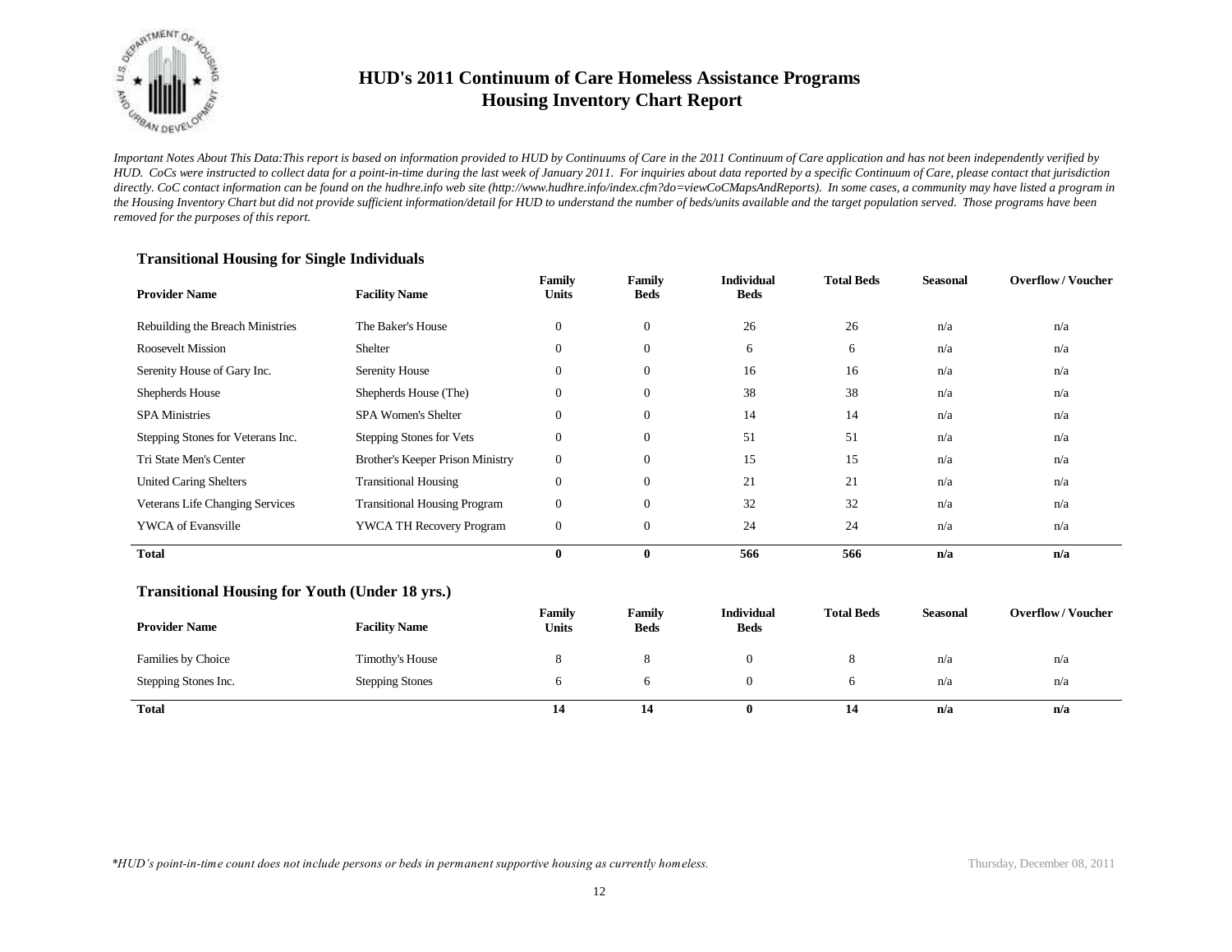# HUD's 2011 Continuum of Care Homeless Assistance Programs
# Housing Inventory Chart Report

*Important Notes About This Data:This report is based on information provided to HUD by Continuums of Care in the 2011 Continuum of Care application and has not been independently verified by HUD. CoCs were instructed to collect data for a point-in-time during the last week of January 2011. For inquiries about data reported by a specific Continuum of Care, please contact that jurisdiction directly. CoC contact information can be found on the hudhre.info web site (http://www.hudhre.info/index.cfm?do=viewCoCMapsAndReports). In some cases, a community may have listed a program in the Housing Inventory Chart but did not provide sufficient information/detail for HUD to understand the number of beds/units available and the target population served. Those programs have been removed for the purposes of this report.*

### Transitional Housing for Single Individuals

| Provider Name | Facility Name | Family Units | Family Beds | Individual Beds | Total Beds | Seasonal | Overflow / Voucher |
|---|---|---|---|---|---|---|---|
| Rebuilding the Breach Ministries | The Baker's House | 0 | 0 | 26 | 26 | n/a | n/a |
| Roosevelt Mission | Shelter | 0 | 0 | 6 | 6 | n/a | n/a |
| Serenity House of Gary Inc. | Serenity House | 0 | 0 | 16 | 16 | n/a | n/a |
| Shepherds House | Shepherds House (The) | 0 | 0 | 38 | 38 | n/a | n/a |
| SPA Ministries | SPA Women's Shelter | 0 | 0 | 14 | 14 | n/a | n/a |
| Stepping Stones for Veterans Inc. | Stepping Stones for Vets | 0 | 0 | 51 | 51 | n/a | n/a |
| Tri State Men's Center | Brother's Keeper Prison Ministry | 0 | 0 | 15 | 15 | n/a | n/a |
| United Caring Shelters | Transitional Housing | 0 | 0 | 21 | 21 | n/a | n/a |
| Veterans Life Changing Services | Transitional Housing Program | 0 | 0 | 32 | 32 | n/a | n/a |
| YWCA of Evansville | YWCA TH Recovery Program | 0 | 0 | 24 | 24 | n/a | n/a |
| **Total** | | **0** | **0** | **566** | **566** | **n/a** | **n/a** |

### Transitional Housing for Youth (Under 18 yrs.)

| Provider Name | Facility Name | Family Units | Family Beds | Individual Beds | Total Beds | Seasonal | Overflow / Voucher |
|---|---|---|---|---|---|---|---|
| Families by Choice | Timothy's House | 8 | 8 | 0 | 8 | n/a | n/a |
| Stepping Stones Inc. | Stepping Stones | 6 | 6 | 0 | 6 | n/a | n/a |
| **Total** | | **14** | **14** | **0** | **14** | **n/a** | **n/a** |

*\*HUD's point-in-time count does not include persons or beds in permanent supportive housing as currently homeless.*

Thursday, December 08, 2011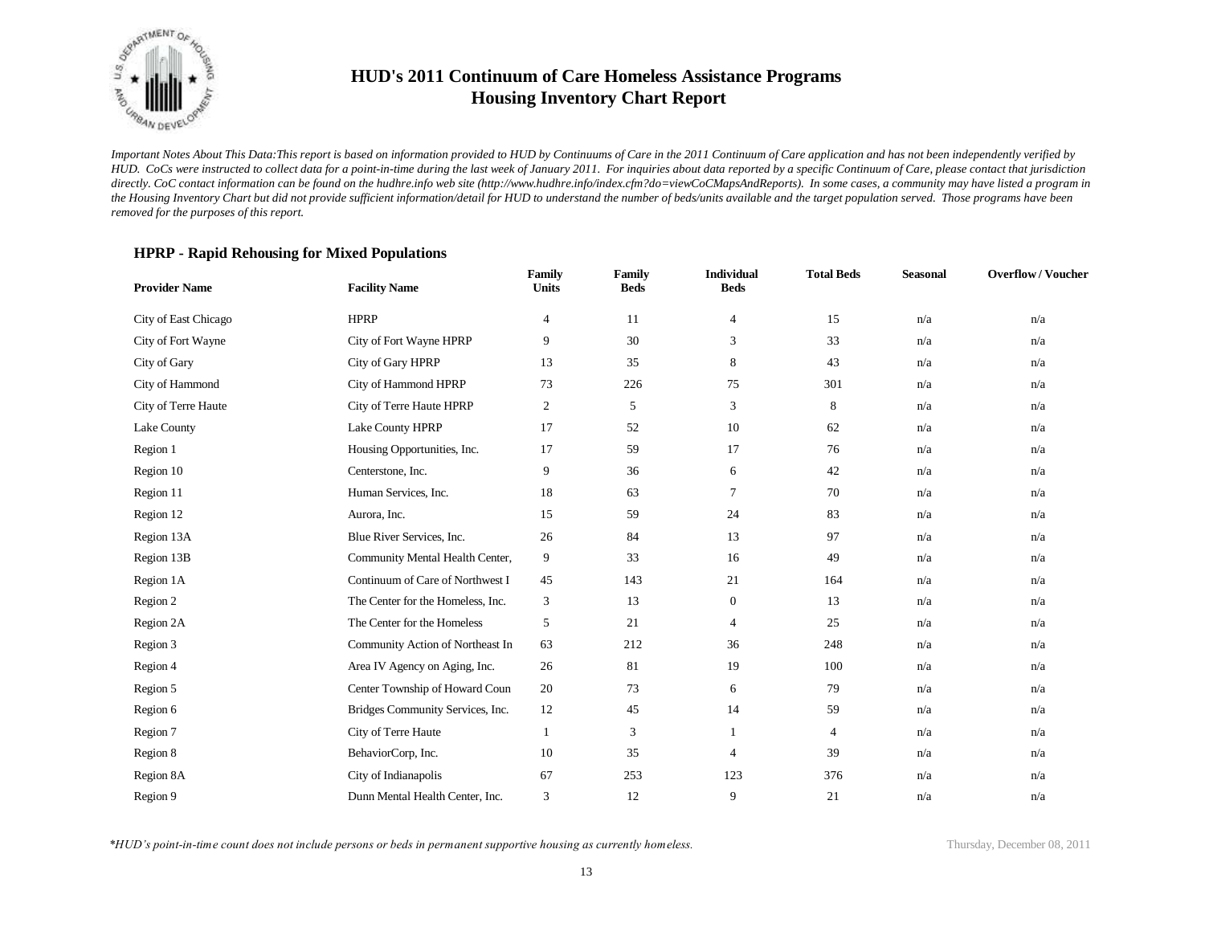# HUD's 2011 Continuum of Care Homeless Assistance Programs
## Housing Inventory Chart Report

*Important Notes About This Data:This report is based on information provided to HUD by Continuums of Care in the 2011 Continuum of Care application and has not been independently verified by HUD. CoCs were instructed to collect data for a point-in-time during the last week of January 2011. For inquiries about data reported by a specific Continuum of Care, please contact that jurisdiction directly. CoC contact information can be found on the hudhre.info web site (http://www.hudhre.info/index.cfm?do=viewCoCMapsAndReports). In some cases, a community may have listed a program in the Housing Inventory Chart but did not provide sufficient information/detail for HUD to understand the number of beds/units available and the target population served. Those programs have been removed for the purposes of this report.*

### HPRP - Rapid Rehousing for Mixed Populations

| Provider Name | Facility Name | Family Units | Family Beds | Individual Beds | Total Beds | Seasonal | Overflow / Voucher |
|---|---|---|---|---|---|---|---|
| City of East Chicago | HPRP | 4 | 11 | 4 | 15 | n/a | n/a |
| City of Fort Wayne | City of Fort Wayne HPRP | 9 | 30 | 3 | 33 | n/a | n/a |
| City of Gary | City of Gary HPRP | 13 | 35 | 8 | 43 | n/a | n/a |
| City of Hammond | City of Hammond HPRP | 73 | 226 | 75 | 301 | n/a | n/a |
| City of Terre Haute | City of Terre Haute HPRP | 2 | 5 | 3 | 8 | n/a | n/a |
| Lake County | Lake County HPRP | 17 | 52 | 10 | 62 | n/a | n/a |
| Region 1 | Housing Opportunities, Inc. | 17 | 59 | 17 | 76 | n/a | n/a |
| Region 10 | Centerstone, Inc. | 9 | 36 | 6 | 42 | n/a | n/a |
| Region 11 | Human Services, Inc. | 18 | 63 | 7 | 70 | n/a | n/a |
| Region 12 | Aurora, Inc. | 15 | 59 | 24 | 83 | n/a | n/a |
| Region 13A | Blue River Services, Inc. | 26 | 84 | 13 | 97 | n/a | n/a |
| Region 13B | Community Mental Health Center, | 9 | 33 | 16 | 49 | n/a | n/a |
| Region 1A | Continuum of Care of Northwest I | 45 | 143 | 21 | 164 | n/a | n/a |
| Region 2 | The Center for the Homeless, Inc. | 3 | 13 | 0 | 13 | n/a | n/a |
| Region 2A | The Center for the Homeless | 5 | 21 | 4 | 25 | n/a | n/a |
| Region 3 | Community Action of Northeast In | 63 | 212 | 36 | 248 | n/a | n/a |
| Region 4 | Area IV Agency on Aging, Inc. | 26 | 81 | 19 | 100 | n/a | n/a |
| Region 5 | Center Township of Howard Coun | 20 | 73 | 6 | 79 | n/a | n/a |
| Region 6 | Bridges Community Services, Inc. | 12 | 45 | 14 | 59 | n/a | n/a |
| Region 7 | City of Terre Haute | 1 | 3 | 1 | 4 | n/a | n/a |
| Region 8 | BehaviorCorp, Inc. | 10 | 35 | 4 | 39 | n/a | n/a |
| Region 8A | City of Indianapolis | 67 | 253 | 123 | 376 | n/a | n/a |
| Region 9 | Dunn Mental Health Center, Inc. | 3 | 12 | 9 | 21 | n/a | n/a |

*\*HUD's point-in-time count does not include persons or beds in permanent supportive housing as currently homeless.*

Thursday, December 08, 2011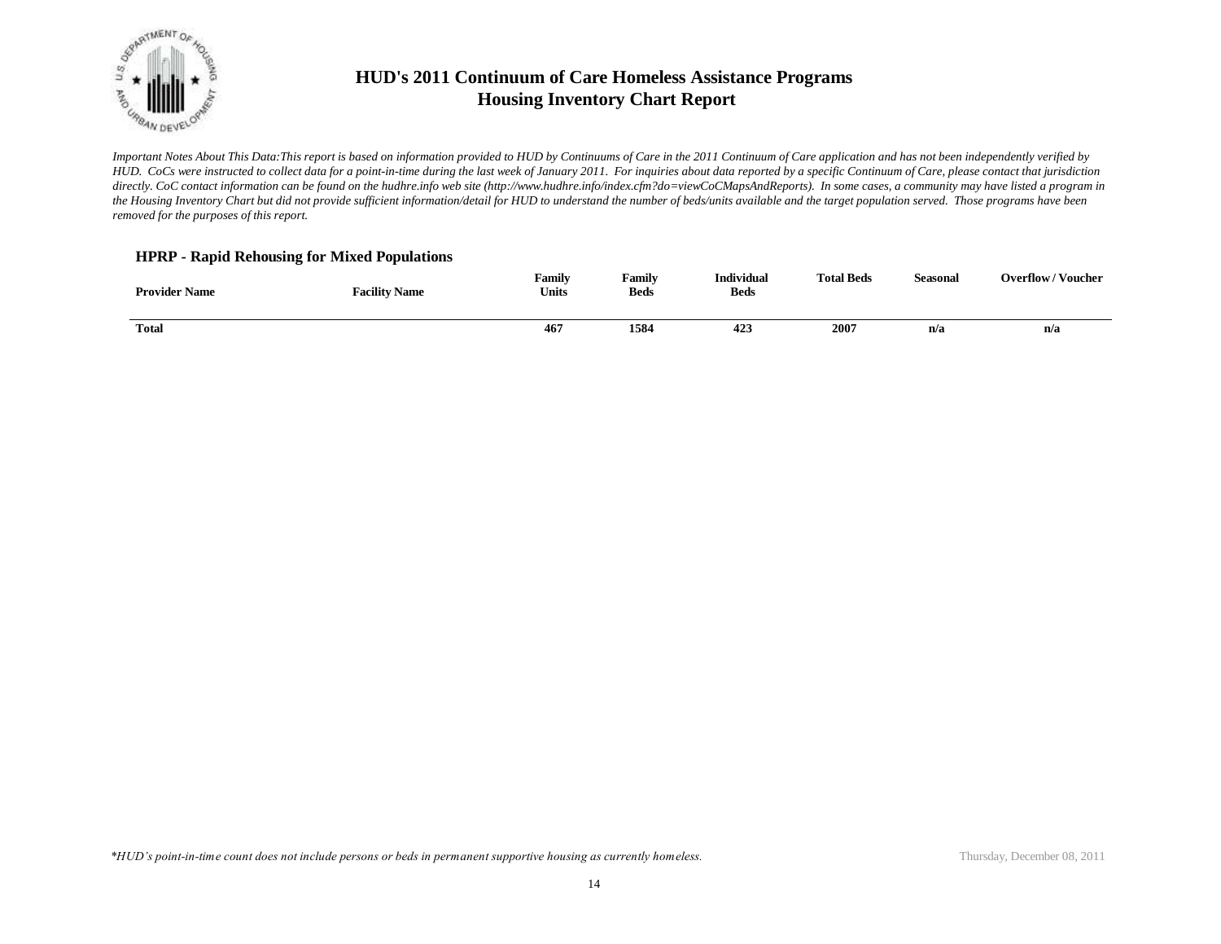# HUD's 2011 Continuum of Care Homeless Assistance Programs
## Housing Inventory Chart Report

*Important Notes About This Data:This report is based on information provided to HUD by Continuums of Care in the 2011 Continuum of Care application and has not been independently verified by HUD. CoCs were instructed to collect data for a point-in-time during the last week of January 2011. For inquiries about data reported by a specific Continuum of Care, please contact that jurisdiction directly. CoC contact information can be found on the hudhre.info web site (http://www.hudhre.info/index.cfm?do=viewCoCMapsAndReports). In some cases, a community may have listed a program in the Housing Inventory Chart but did not provide sufficient information/detail for HUD to understand the number of beds/units available and the target population served. Those programs have been removed for the purposes of this report.*

### HPRP - Rapid Rehousing for Mixed Populations

| Provider Name | Facility Name | Family Units | Family Beds | Individual Beds | Total Beds | Seasonal | Overflow / Voucher |
|---|---|---|---|---|---|---|---|
| **Total** | | **467** | **1584** | **423** | **2007** | **n/a** | **n/a** |

*\*HUD's point-in-time count does not include persons or beds in permanent supportive housing as currently homeless.*

Thursday, December 08, 2011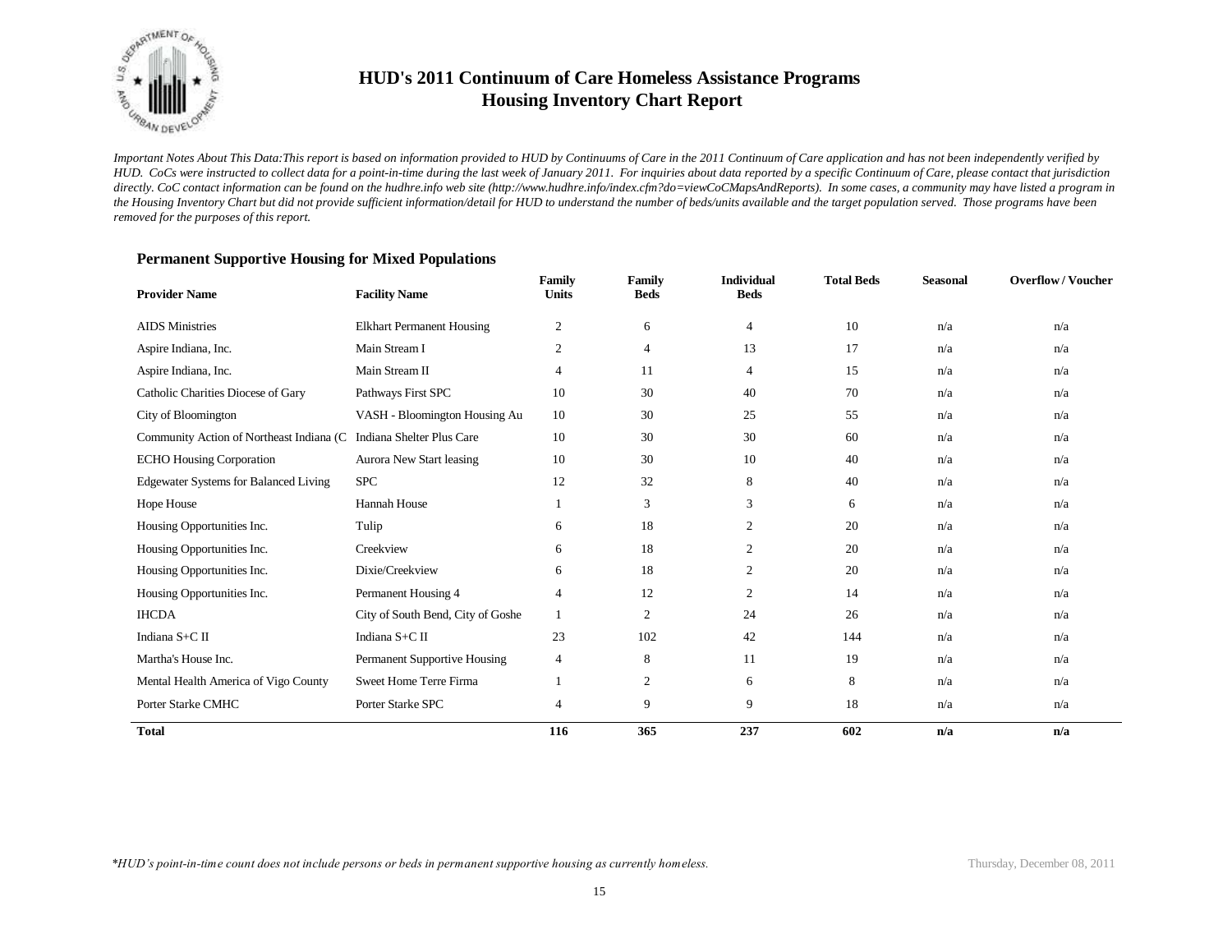# HUD's 2011 Continuum of Care Homeless Assistance Programs
# Housing Inventory Chart Report

*Important Notes About This Data:This report is based on information provided to HUD by Continuums of Care in the 2011 Continuum of Care application and has not been independently verified by HUD. CoCs were instructed to collect data for a point-in-time during the last week of January 2011. For inquiries about data reported by a specific Continuum of Care, please contact that jurisdiction directly. CoC contact information can be found on the hudhre.info web site (http://www.hudhre.info/index.cfm?do=viewCoCMapsAndReports). In some cases, a community may have listed a program in the Housing Inventory Chart but did not provide sufficient information/detail for HUD to understand the number of beds/units available and the target population served. Those programs have been removed for the purposes of this report.*

### Permanent Supportive Housing for Mixed Populations

| Provider Name | Facility Name | Family Units | Family Beds | Individual Beds | Total Beds | Seasonal | Overflow / Voucher |
|---|---|---|---|---|---|---|---|
| AIDS Ministries | Elkhart Permanent Housing | 2 | 6 | 4 | 10 | n/a | n/a |
| Aspire Indiana, Inc. | Main Stream I | 2 | 4 | 13 | 17 | n/a | n/a |
| Aspire Indiana, Inc. | Main Stream II | 4 | 11 | 4 | 15 | n/a | n/a |
| Catholic Charities Diocese of Gary | Pathways First SPC | 10 | 30 | 40 | 70 | n/a | n/a |
| City of Bloomington | VASH - Bloomington Housing Au | 10 | 30 | 25 | 55 | n/a | n/a |
| Community Action of Northeast Indiana (C | Indiana Shelter Plus Care | 10 | 30 | 30 | 60 | n/a | n/a |
| ECHO Housing Corporation | Aurora New Start leasing | 10 | 30 | 10 | 40 | n/a | n/a |
| Edgewater Systems for Balanced Living | SPC | 12 | 32 | 8 | 40 | n/a | n/a |
| Hope House | Hannah House | 1 | 3 | 3 | 6 | n/a | n/a |
| Housing Opportunities Inc. | Tulip | 6 | 18 | 2 | 20 | n/a | n/a |
| Housing Opportunities Inc. | Creekview | 6 | 18 | 2 | 20 | n/a | n/a |
| Housing Opportunities Inc. | Dixie/Creekview | 6 | 18 | 2 | 20 | n/a | n/a |
| Housing Opportunities Inc. | Permanent Housing 4 | 4 | 12 | 2 | 14 | n/a | n/a |
| IHCDA | City of South Bend, City of Goshe | 1 | 2 | 24 | 26 | n/a | n/a |
| Indiana S+C II | Indiana S+C II | 23 | 102 | 42 | 144 | n/a | n/a |
| Martha's House Inc. | Permanent Supportive Housing | 4 | 8 | 11 | 19 | n/a | n/a |
| Mental Health America of Vigo County | Sweet Home Terre Firma | 1 | 2 | 6 | 8 | n/a | n/a |
| Porter Starke CMHC | Porter Starke SPC | 4 | 9 | 9 | 18 | n/a | n/a |
| **Total** | | **116** | **365** | **237** | **602** | **n/a** | **n/a** |

*\*HUD's point-in-time count does not include persons or beds in permanent supportive housing as currently homeless.*

Thursday, December 08, 2011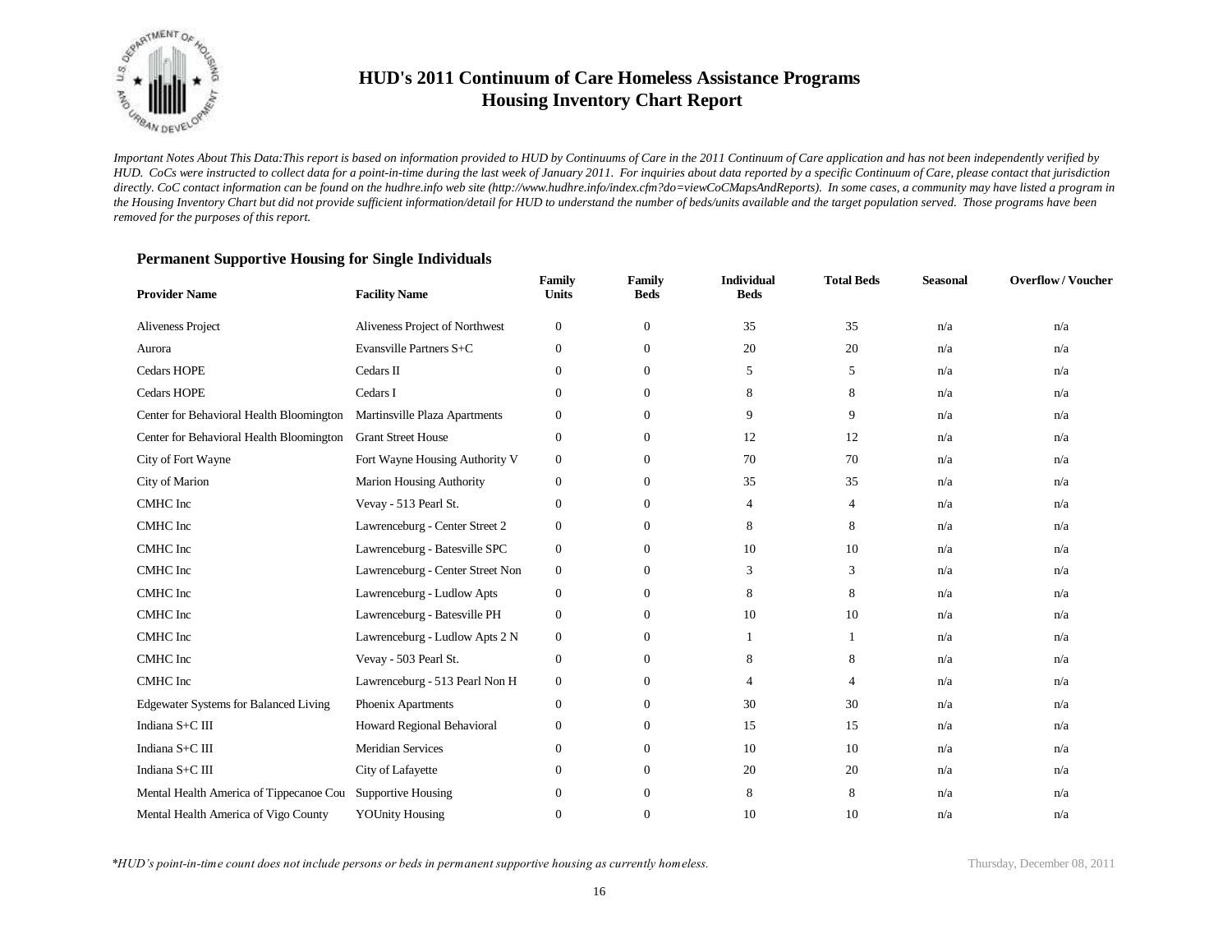# HUD's 2011 Continuum of Care Homeless Assistance Programs
## Housing Inventory Chart Report

*Important Notes About This Data:This report is based on information provided to HUD by Continuums of Care in the 2011 Continuum of Care application and has not been independently verified by HUD. CoCs were instructed to collect data for a point-in-time during the last week of January 2011. For inquiries about data reported by a specific Continuum of Care, please contact that jurisdiction directly. CoC contact information can be found on the hudhre.info web site (http://www.hudhre.info/index.cfm?do=viewCoCMapsAndReports). In some cases, a community may have listed a program in the Housing Inventory Chart but did not provide sufficient information/detail for HUD to understand the number of beds/units available and the target population served. Those programs have been removed for the purposes of this report.*

### Permanent Supportive Housing for Single Individuals

| Provider Name | Facility Name | Family Units | Family Beds | Individual Beds | Total Beds | Seasonal | Overflow / Voucher |
|---|---|---|---|---|---|---|---|
| Aliveness Project | Aliveness Project of Northwest | 0 | 0 | 35 | 35 | n/a | n/a |
| Aurora | Evansville Partners S+C | 0 | 0 | 20 | 20 | n/a | n/a |
| Cedars HOPE | Cedars II | 0 | 0 | 5 | 5 | n/a | n/a |
| Cedars HOPE | Cedars I | 0 | 0 | 8 | 8 | n/a | n/a |
| Center for Behavioral Health Bloomington | Martinsville Plaza Apartments | 0 | 0 | 9 | 9 | n/a | n/a |
| Center for Behavioral Health Bloomington | Grant Street House | 0 | 0 | 12 | 12 | n/a | n/a |
| City of Fort Wayne | Fort Wayne Housing Authority V | 0 | 0 | 70 | 70 | n/a | n/a |
| City of Marion | Marion Housing Authority | 0 | 0 | 35 | 35 | n/a | n/a |
| CMHC Inc | Vevay - 513 Pearl St. | 0 | 0 | 4 | 4 | n/a | n/a |
| CMHC Inc | Lawrenceburg - Center Street 2 | 0 | 0 | 8 | 8 | n/a | n/a |
| CMHC Inc | Lawrenceburg - Batesville SPC | 0 | 0 | 10 | 10 | n/a | n/a |
| CMHC Inc | Lawrenceburg - Center Street Non | 0 | 0 | 3 | 3 | n/a | n/a |
| CMHC Inc | Lawrenceburg - Ludlow Apts | 0 | 0 | 8 | 8 | n/a | n/a |
| CMHC Inc | Lawrenceburg - Batesville PH | 0 | 0 | 10 | 10 | n/a | n/a |
| CMHC Inc | Lawrenceburg - Ludlow Apts 2 N | 0 | 0 | 1 | 1 | n/a | n/a |
| CMHC Inc | Vevay - 503 Pearl St. | 0 | 0 | 8 | 8 | n/a | n/a |
| CMHC Inc | Lawrenceburg - 513 Pearl Non H | 0 | 0 | 4 | 4 | n/a | n/a |
| Edgewater Systems for Balanced Living | Phoenix Apartments | 0 | 0 | 30 | 30 | n/a | n/a |
| Indiana S+C III | Howard Regional Behavioral | 0 | 0 | 15 | 15 | n/a | n/a |
| Indiana S+C III | Meridian Services | 0 | 0 | 10 | 10 | n/a | n/a |
| Indiana S+C III | City of Lafayette | 0 | 0 | 20 | 20 | n/a | n/a |
| Mental Health America of Tippecanoe Cou | Supportive Housing | 0 | 0 | 8 | 8 | n/a | n/a |
| Mental Health America of Vigo County | YOUnity Housing | 0 | 0 | 10 | 10 | n/a | n/a |

*\*HUD's point-in-time count does not include persons or beds in permanent supportive housing as currently homeless.*

Thursday, December 08, 2011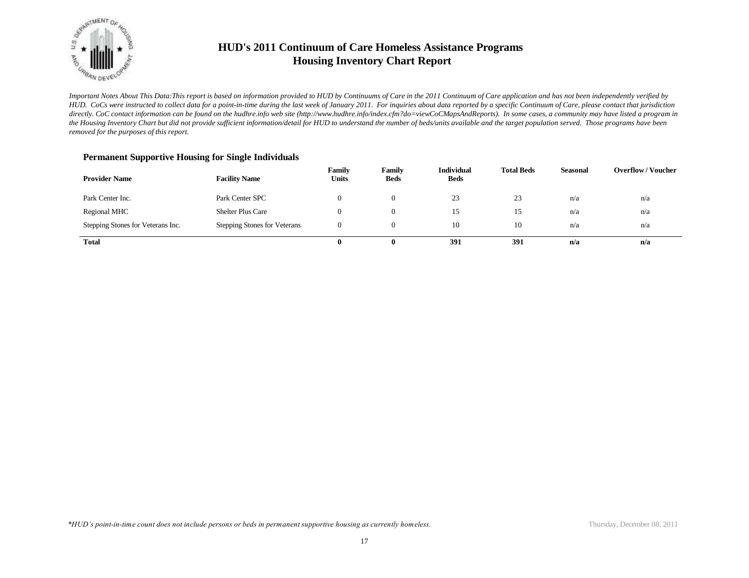# HUD's 2011 Continuum of Care Homeless Assistance Programs
## Housing Inventory Chart Report

*Important Notes About This Data:This report is based on information provided to HUD by Continuums of Care in the 2011 Continuum of Care application and has not been independently verified by HUD. CoCs were instructed to collect data for a point-in-time during the last week of January 2011. For inquiries about data reported by a specific Continuum of Care, please contact that jurisdiction directly. CoC contact information can be found on the hudhre.info web site (http://www.hudhre.info/index.cfm?do=viewCoCMapsAndReports). In some cases, a community may have listed a program in the Housing Inventory Chart but did not provide sufficient information/detail for HUD to understand the number of beds/units available and the target population served. Those programs have been removed for the purposes of this report.*

### Permanent Supportive Housing for Single Individuals

| Provider Name | Facility Name | Family Units | Family Beds | Individual Beds | Total Beds | Seasonal | Overflow / Voucher |
|---|---|---|---|---|---|---|---|
| Park Center Inc. | Park Center SPC | 0 | 0 | 23 | 23 | n/a | n/a |
| Regional MHC | Shelter Plus Care | 0 | 0 | 15 | 15 | n/a | n/a |
| Stepping Stones for Veterans Inc. | Stepping Stones for Veterans | 0 | 0 | 10 | 10 | n/a | n/a |
| **Total** | | **0** | **0** | **391** | **391** | **n/a** | **n/a** |

*\*HUD's point-in-time count does not include persons or beds in permanent supportive housing as currently homeless.*

Thursday, December 08, 2011